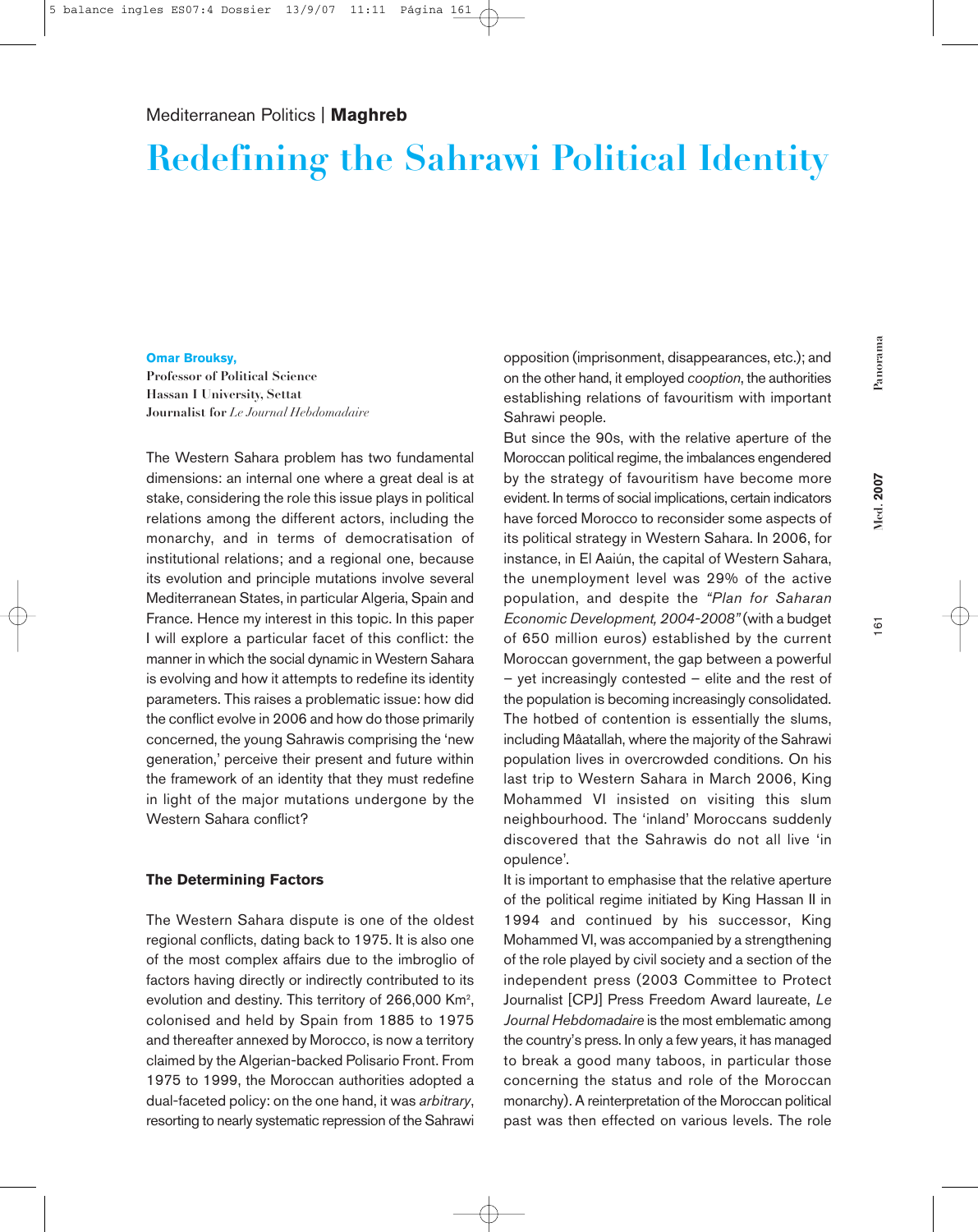Mediterranean Politics | **Maghreb**

# Redefining the Sahrawi Political Identity

**Omar Brouksy,**
**Professor of Political Science**
**Hassan I University, Settat**
**Journalist for *Le Journal Hebdomadaire***

The Western Sahara problem has two fundamental dimensions: an internal one where a great deal is at stake, considering the role this issue plays in political relations among the different actors, including the monarchy, and in terms of democratisation of institutional relations; and a regional one, because its evolution and principle mutations involve several Mediterranean States, in particular Algeria, Spain and France. Hence my interest in this topic. In this paper I will explore a particular facet of this conflict: the manner in which the social dynamic in Western Sahara is evolving and how it attempts to redefine its identity parameters. This raises a problematic issue: how did the conflict evolve in 2006 and how do those primarily concerned, the young Sahrawis comprising the 'new generation,' perceive their present and future within the framework of an identity that they must redefine in light of the major mutations undergone by the Western Sahara conflict?

### The Determining Factors

The Western Sahara dispute is one of the oldest regional conflicts, dating back to 1975. It is also one of the most complex affairs due to the imbroglio of factors having directly or indirectly contributed to its evolution and destiny. This territory of 266,000 Km², colonised and held by Spain from 1885 to 1975 and thereafter annexed by Morocco, is now a territory claimed by the Algerian-backed Polisario Front. From 1975 to 1999, the Moroccan authorities adopted a dual-faceted policy: on the one hand, it was *arbitrary*, resorting to nearly systematic repression of the Sahrawi opposition (imprisonment, disappearances, etc.); and on the other hand, it employed *cooption*, the authorities establishing relations of favouritism with important Sahrawi people.

But since the 90s, with the relative aperture of the Moroccan political regime, the imbalances engendered by the strategy of favouritism have become more evident. In terms of social implications, certain indicators have forced Morocco to reconsider some aspects of its political strategy in Western Sahara. In 2006, for instance, in El Aaiún, the capital of Western Sahara, the unemployment level was 29% of the active population, and despite the *"Plan for Saharan Economic Development, 2004-2008"* (with a budget of 650 million euros) established by the current Moroccan government, the gap between a powerful – yet increasingly contested – elite and the rest of the population is becoming increasingly consolidated. The hotbed of contention is essentially the slums, including Mâatallah, where the majority of the Sahrawi population lives in overcrowded conditions. On his last trip to Western Sahara in March 2006, King Mohammed VI insisted on visiting this slum neighbourhood. The 'inland' Moroccans suddenly discovered that the Sahrawis do not all live 'in opulence'.

It is important to emphasise that the relative aperture of the political regime initiated by King Hassan II in 1994 and continued by his successor, King Mohammed VI, was accompanied by a strengthening of the role played by civil society and a section of the independent press (2003 Committee to Protect Journalist [CPJ] Press Freedom Award laureate, *Le Journal Hebdomadaire* is the most emblematic among the country's press. In only a few years, it has managed to break a good many taboos, in particular those concerning the status and role of the Moroccan monarchy). A reinterpretation of the Moroccan political past was then effected on various levels. The role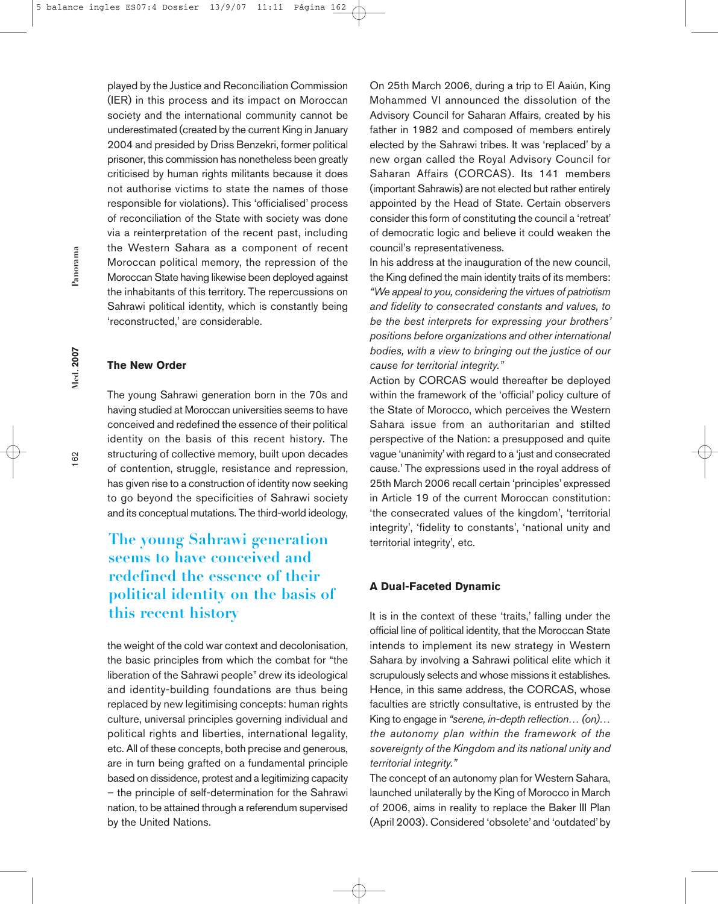played by the Justice and Reconciliation Commission (IER) in this process and its impact on Moroccan society and the international community cannot be underestimated (created by the current King in January 2004 and presided by Driss Benzekri, former political prisoner, this commission has nonetheless been greatly criticised by human rights militants because it does not authorise victims to state the names of those responsible for violations). This 'officialised' process of reconciliation of the State with society was done via a reinterpretation of the recent past, including the Western Sahara as a component of recent Moroccan political memory, the repression of the Moroccan State having likewise been deployed against the inhabitants of this territory. The repercussions on Sahrawi political identity, which is constantly being 'reconstructed,' are considerable.

## The New Order

The young Sahrawi generation born in the 70s and having studied at Moroccan universities seems to have conceived and redefined the essence of their political identity on the basis of this recent history. The structuring of collective memory, built upon decades of contention, struggle, resistance and repression, has given rise to a construction of identity now seeking to go beyond the specificities of Sahrawi society and its conceptual mutations. The third-world ideology, the weight of the cold war context and decolonisation, the basic principles from which the combat for "the liberation of the Sahrawi people" drew its ideological and identity-building foundations are thus being replaced by new legitimising concepts: human rights culture, universal principles governing individual and political rights and liberties, international legality, etc. All of these concepts, both precise and generous, are in turn being grafted on a fundamental principle based on dissidence, protest and a legitimizing capacity – the principle of self-determination for the Sahrawi nation, to be attained through a referendum supervised by the United Nations.

On 25th March 2006, during a trip to El Aaiún, King Mohammed VI announced the dissolution of the Advisory Council for Saharan Affairs, created by his father in 1982 and composed of members entirely elected by the Sahrawi tribes. It was 'replaced' by a new organ called the Royal Advisory Council for Saharan Affairs (CORCAS). Its 141 members (important Sahrawis) are not elected but rather entirely appointed by the Head of State. Certain observers consider this form of constituting the council a 'retreat' of democratic logic and believe it could weaken the council's representativeness.

In his address at the inauguration of the new council, the King defined the main identity traits of its members: *"We appeal to you, considering the virtues of patriotism and fidelity to consecrated constants and values, to be the best interprets for expressing your brothers' positions before organizations and other international bodies, with a view to bringing out the justice of our cause for territorial integrity."*

Action by CORCAS would thereafter be deployed within the framework of the 'official' policy culture of the State of Morocco, which perceives the Western Sahara issue from an authoritarian and stilted perspective of the Nation: a presupposed and quite vague 'unanimity' with regard to a 'just and consecrated cause.' The expressions used in the royal address of 25th March 2006 recall certain 'principles' expressed in Article 19 of the current Moroccan constitution: 'the consecrated values of the kingdom', 'territorial integrity', 'fidelity to constants', 'national unity and territorial integrity', etc.

## A Dual-Faceted Dynamic

It is in the context of these 'traits,' falling under the official line of political identity, that the Moroccan State intends to implement its new strategy in Western Sahara by involving a Sahrawi political elite which it scrupulously selects and whose missions it establishes. Hence, in this same address, the CORCAS, whose faculties are strictly consultative, is entrusted by the King to engage in *"serene, in-depth reflection… (on)… the autonomy plan within the framework of the sovereignty of the Kingdom and its national unity and territorial integrity."*

The concept of an autonomy plan for Western Sahara, launched unilaterally by the King of Morocco in March of 2006, aims in reality to replace the Baker III Plan (April 2003). Considered 'obsolete' and 'outdated' by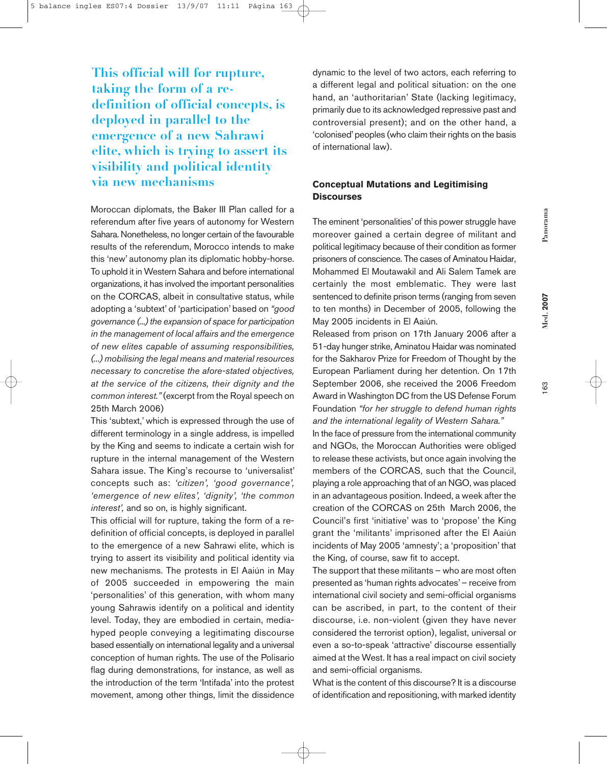> **This official will for rupture, taking the form of a re-definition of official concepts, is deployed in parallel to the emergence of a new Sahrawi elite, which is trying to assert its visibility and political identity via new mechanisms**

Moroccan diplomats, the Baker III Plan called for a referendum after five years of autonomy for Western Sahara. Nonetheless, no longer certain of the favourable results of the referendum, Morocco intends to make this 'new' autonomy plan its diplomatic hobby-horse. To uphold it in Western Sahara and before international organizations, it has involved the important personalities on the CORCAS, albeit in consultative status, while adopting a 'subtext' of 'participation' based on *"good governance (...) the expansion of space for participation in the management of local affairs and the emergence of new elites capable of assuming responsibilities, (...) mobilising the legal means and material resources necessary to concretise the afore-stated objectives, at the service of the citizens, their dignity and the common interest."* (excerpt from the Royal speech on 25th March 2006)

This 'subtext,' which is expressed through the use of different terminology in a single address, is impelled by the King and seems to indicate a certain wish for rupture in the internal management of the Western Sahara issue. The King's recourse to 'universalist' concepts such as: *'citizen', 'good governance', 'emergence of new elites', 'dignity', 'the common interest',* and so on, is highly significant.

This official will for rupture, taking the form of a re-definition of official concepts, is deployed in parallel to the emergence of a new Sahrawi elite, which is trying to assert its visibility and political identity via new mechanisms. The protests in El Aaiún in May of 2005 succeeded in empowering the main 'personalities' of this generation, with whom many young Sahrawis identify on a political and identity level. Today, they are embodied in certain, media-hyped people conveying a legitimating discourse based essentially on international legality and a universal conception of human rights. The use of the Polisario flag during demonstrations, for instance, as well as the introduction of the term 'Intifada' into the protest movement, among other things, limit the dissidence dynamic to the level of two actors, each referring to a different legal and political situation: on the one hand, an 'authoritarian' State (lacking legitimacy, primarily due to its acknowledged repressive past and controversial present); and on the other hand, a 'colonised' peoples (who claim their rights on the basis of international law).

## Conceptual Mutations and Legitimising Discourses

The eminent 'personalities' of this power struggle have moreover gained a certain degree of militant and political legitimacy because of their condition as former prisoners of conscience. The cases of Aminatou Haidar, Mohammed El Moutawakil and Ali Salem Tamek are certainly the most emblematic. They were last sentenced to definite prison terms (ranging from seven to ten months) in December of 2005, following the May 2005 incidents in El Aaiún.

Released from prison on 17th January 2006 after a 51-day hunger strike, Aminatou Haidar was nominated for the Sakharov Prize for Freedom of Thought by the European Parliament during her detention. On 17th September 2006, she received the 2006 Freedom Award in Washington DC from the US Defense Forum Foundation *"for her struggle to defend human rights and the international legality of Western Sahara."*

In the face of pressure from the international community and NGOs, the Moroccan Authorities were obliged to release these activists, but once again involving the members of the CORCAS, such that the Council, playing a role approaching that of an NGO, was placed in an advantageous position. Indeed, a week after the creation of the CORCAS on 25th March 2006, the Council's first 'initiative' was to 'propose' the King grant the 'militants' imprisoned after the El Aaiún incidents of May 2005 'amnesty'; a 'proposition' that the King, of course, saw fit to accept.

The support that these militants – who are most often presented as 'human rights advocates' – receive from international civil society and semi-official organisms can be ascribed, in part, to the content of their discourse, i.e. non-violent (given they have never considered the terrorist option), legalist, universal or even a so-to-speak 'attractive' discourse essentially aimed at the West. It has a real impact on civil society and semi-official organisms.

What is the content of this discourse? It is a discourse of identification and repositioning, with marked identity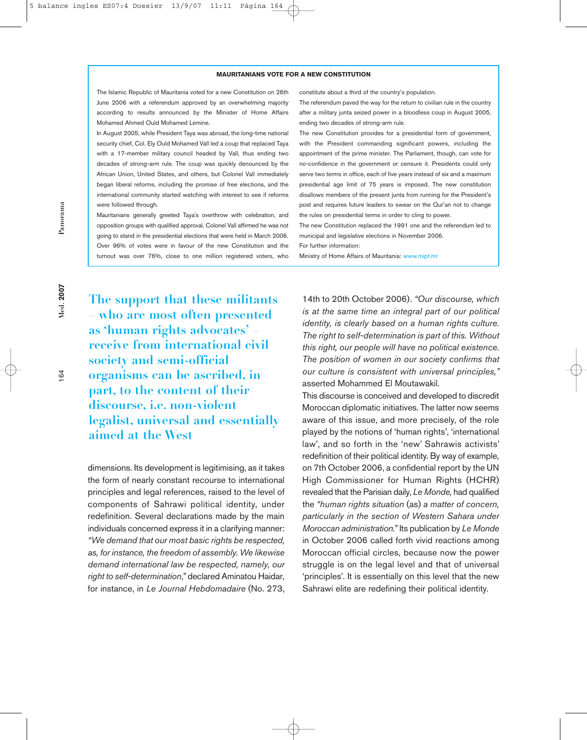## MAURITANIANS VOTE FOR A NEW CONSTITUTION

The Islamic Republic of Mauritania voted for a new Constitution on 26th June 2006 with a referendum approved by an overwhelming majority according to results announced by the Minister of Home Affairs Mohamed Ahmed Ould Mohamed Lemine.

In August 2005, while President Taya was abroad, the long-time national security chief, Col. Ely Ould Mohamed Vall led a coup that replaced Taya with a 17-member military council headed by Vall, thus ending two decades of strong-arm rule. The coup was quickly denounced by the African Union, United States, and others, but Colonel Vall immediately began liberal reforms, including the promise of free elections, and the international community started watching with interest to see if reforms were followed through.

Mauritanians generally greeted Taya's overthrow with celebration, and opposition groups with qualified approval. Colonel Vall affirmed he was not going to stand in the presidential elections that were held in March 2006. Over 96% of votes were in favour of the new Constitution and the turnout was over 76%, close to one million registered voters, who constitute about a third of the country's population.

The referendum paved the way for the return to civilian rule in the country after a military junta seized power in a bloodless coup in August 2005, ending two decades of strong-arm rule.

The new Constitution provides for a presidential form of government, with the President commanding significant powers, including the appointment of the prime minister. The Parliament, though, can vote for no-confidence in the government or censure it. Presidents could only serve two terms in office, each of five years instead of six and a maximum presidential age limit of 75 years is imposed. The new constitution disallows members of the present junta from running for the President's post and requires future leaders to swear on the Qur'an not to change the rules on presidential terms in order to cling to power.

The new Constitution replaced the 1991 one and the referendum led to municipal and legislative elections in November 2006.

For further information:

Ministry of Home Affairs of Mauritania: www.mipt.mr

---

**The support that these militants – who are most often presented as 'human rights advocates' – receive from international civil society and semi-official organisms can be ascribed, in part, to the content of their discourse, i.e. non-violent legalist, universal and essentially aimed at the West**

dimensions. Its development is legitimising, as it takes the form of nearly constant recourse to international principles and legal references, raised to the level of components of Sahrawi political identity, under redefinition. Several declarations made by the main individuals concerned express it in a clarifying manner: *"We demand that our most basic rights be respected, as, for instance, the freedom of assembly. We likewise demand international law be respected, namely, our right to self-determination*," declared Aminatou Haidar, for instance, in *Le Journal Hebdomadaire* (No. 273, 14th to 20th October 2006). *"Our discourse, which is at the same time an integral part of our political identity, is clearly based on a human rights culture. The right to self-determination is part of this. Without this right, our people will have no political existence. The position of women in our society confirms that our culture is consistent with universal principles,"* asserted Mohammed El Moutawakil.

This discourse is conceived and developed to discredit Moroccan diplomatic initiatives. The latter now seems aware of this issue, and more precisely, of the role played by the notions of 'human rights', 'international law', and so forth in the 'new' Sahrawis activists' redefinition of their political identity. By way of example, on 7th October 2006, a confidential report by the UN High Commissioner for Human Rights (HCHR) revealed that the Parisian daily, *Le Monde,* had qualified the *"human rights situation* (as) *a matter of concern, particularly in the section of Western Sahara under Moroccan administration."* Its publication by *Le Monde* in October 2006 called forth vivid reactions among Moroccan official circles, because now the power struggle is on the legal level and that of universal 'principles'. It is essentially on this level that the new Sahrawi elite are redefining their political identity.